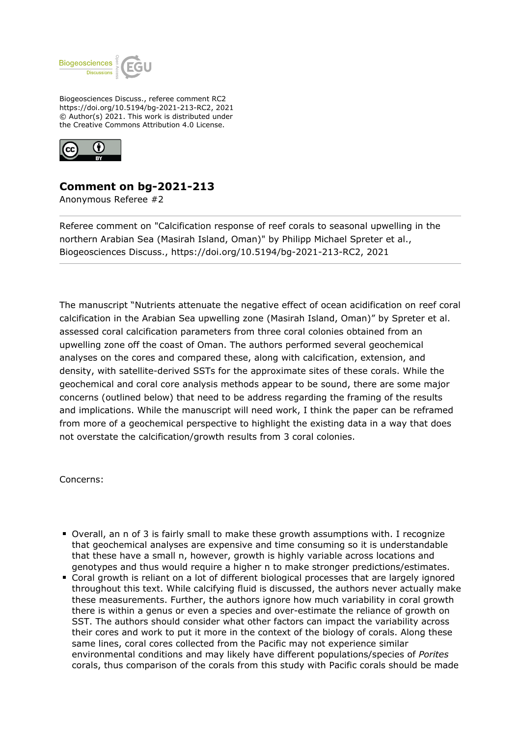Biogeosciences Discuss., referee comment RC2
https://doi.org/10.5194/bg-2021-213-RC2, 2021
© Author(s) 2021. This work is distributed under
the Creative Commons Attribution 4.0 License.

# Comment on bg-2021-213

Anonymous Referee #2

Referee comment on "Calcification response of reef corals to seasonal upwelling in the northern Arabian Sea (Masirah Island, Oman)" by Philipp Michael Spreter et al., Biogeosciences Discuss., https://doi.org/10.5194/bg-2021-213-RC2, 2021

The manuscript "Nutrients attenuate the negative effect of ocean acidification on reef coral calcification in the Arabian Sea upwelling zone (Masirah Island, Oman)" by Spreter et al. assessed coral calcification parameters from three coral colonies obtained from an upwelling zone off the coast of Oman. The authors performed several geochemical analyses on the cores and compared these, along with calcification, extension, and density, with satellite-derived SSTs for the approximate sites of these corals. While the geochemical and coral core analysis methods appear to be sound, there are some major concerns (outlined below) that need to be address regarding the framing of the results and implications. While the manuscript will need work, I think the paper can be reframed from more of a geochemical perspective to highlight the existing data in a way that does not overstate the calcification/growth results from 3 coral colonies.

Concerns:

- Overall, an n of 3 is fairly small to make these growth assumptions with. I recognize that geochemical analyses are expensive and time consuming so it is understandable that these have a small n, however, growth is highly variable across locations and genotypes and thus would require a higher n to make stronger predictions/estimates.
- Coral growth is reliant on a lot of different biological processes that are largely ignored throughout this text. While calcifying fluid is discussed, the authors never actually make these measurements. Further, the authors ignore how much variability in coral growth there is within a genus or even a species and over-estimate the reliance of growth on SST. The authors should consider what other factors can impact the variability across their cores and work to put it more in the context of the biology of corals. Along these same lines, coral cores collected from the Pacific may not experience similar environmental conditions and may likely have different populations/species of *Porites* corals, thus comparison of the corals from this study with Pacific corals should be made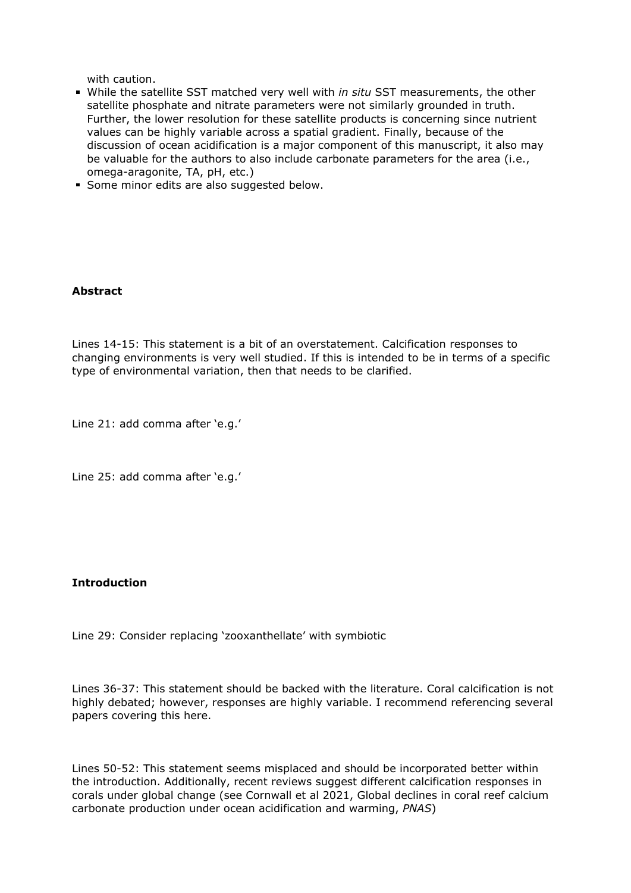with caution.

- While the satellite SST matched very well with *in situ* SST measurements, the other satellite phosphate and nitrate parameters were not similarly grounded in truth. Further, the lower resolution for these satellite products is concerning since nutrient values can be highly variable across a spatial gradient. Finally, because of the discussion of ocean acidification is a major component of this manuscript, it also may be valuable for the authors to also include carbonate parameters for the area (i.e., omega-aragonite, TA, pH, etc.)
- Some minor edits are also suggested below.

**Abstract**

Lines 14-15: This statement is a bit of an overstatement. Calcification responses to changing environments is very well studied. If this is intended to be in terms of a specific type of environmental variation, then that needs to be clarified.

Line 21: add comma after 'e.g.'

Line 25: add comma after 'e.g.'

**Introduction**

Line 29: Consider replacing 'zooxanthellate' with symbiotic

Lines 36-37: This statement should be backed with the literature. Coral calcification is not highly debated; however, responses are highly variable. I recommend referencing several papers covering this here.

Lines 50-52: This statement seems misplaced and should be incorporated better within the introduction. Additionally, recent reviews suggest different calcification responses in corals under global change (see Cornwall et al 2021, Global declines in coral reef calcium carbonate production under ocean acidification and warming, *PNAS*)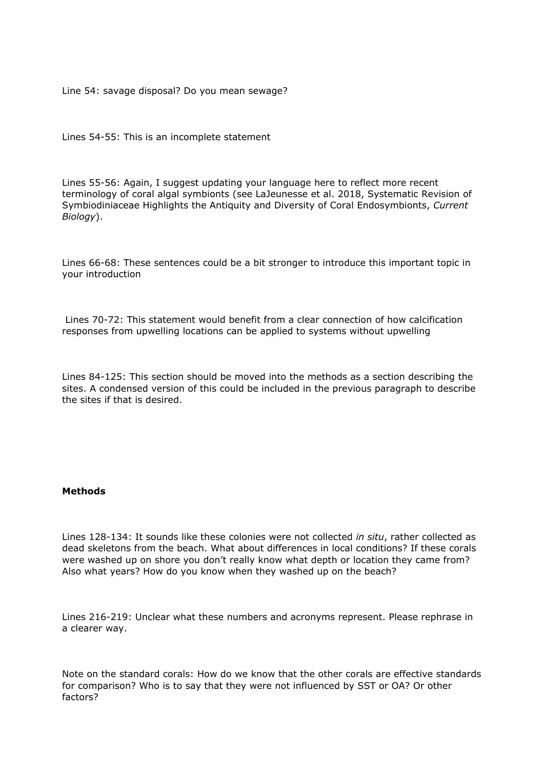Line 54: savage disposal? Do you mean sewage?

Lines 54-55: This is an incomplete statement

Lines 55-56: Again, I suggest updating your language here to reflect more recent terminology of coral algal symbionts (see LaJeunesse et al. 2018, Systematic Revision of Symbiodiniaceae Highlights the Antiquity and Diversity of Coral Endosymbionts, *Current Biology*).

Lines 66-68: These sentences could be a bit stronger to introduce this important topic in your introduction

Lines 70-72: This statement would benefit from a clear connection of how calcification responses from upwelling locations can be applied to systems without upwelling

Lines 84-125: This section should be moved into the methods as a section describing the sites. A condensed version of this could be included in the previous paragraph to describe the sites if that is desired.

**Methods**

Lines 128-134: It sounds like these colonies were not collected *in situ*, rather collected as dead skeletons from the beach. What about differences in local conditions? If these corals were washed up on shore you don't really know what depth or location they came from? Also what years? How do you know when they washed up on the beach?

Lines 216-219: Unclear what these numbers and acronyms represent. Please rephrase in a clearer way.

Note on the standard corals: How do we know that the other corals are effective standards for comparison? Who is to say that they were not influenced by SST or OA? Or other factors?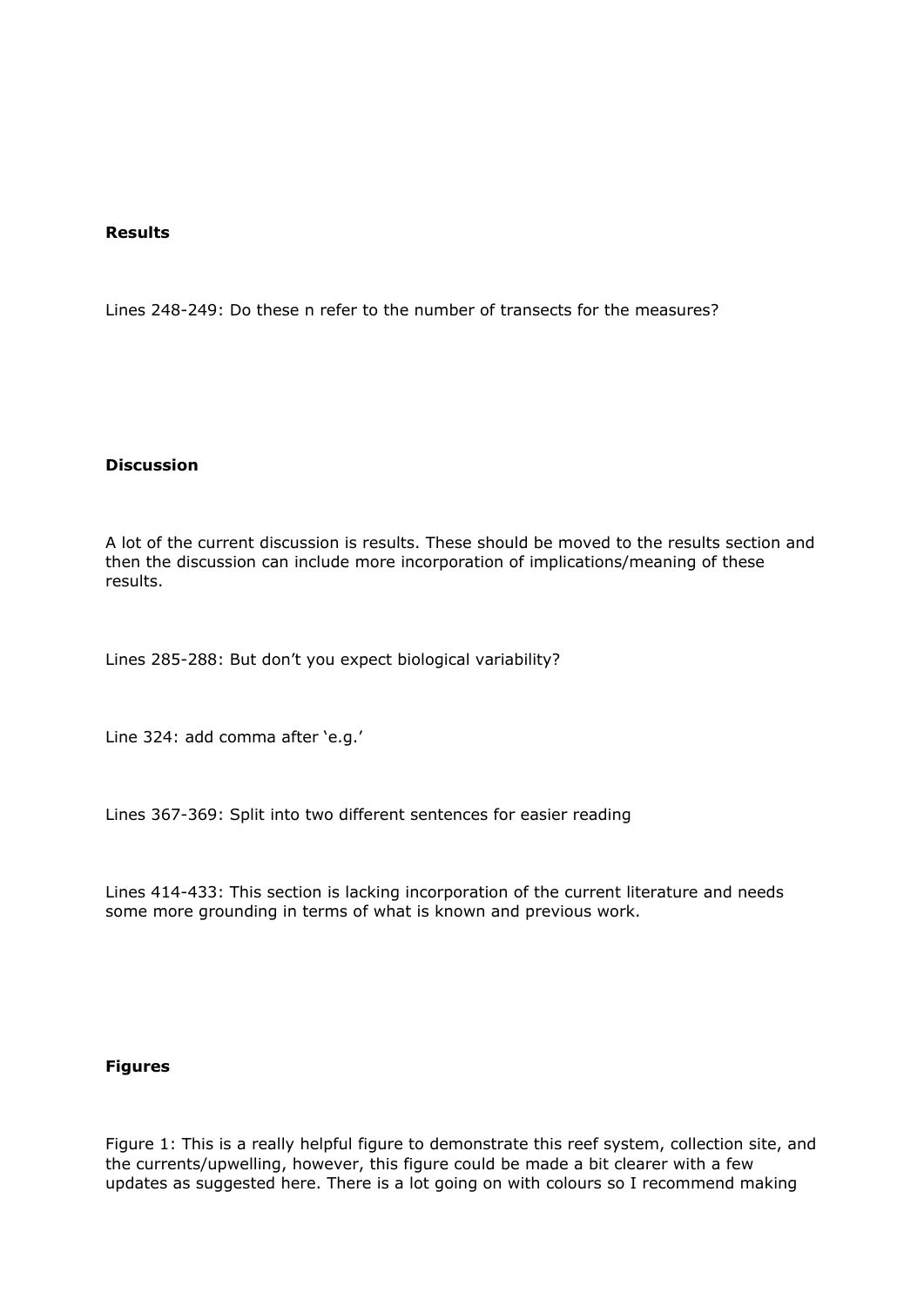**Results**

Lines 248-249: Do these n refer to the number of transects for the measures?

**Discussion**

A lot of the current discussion is results. These should be moved to the results section and then the discussion can include more incorporation of implications/meaning of these results.

Lines 285-288: But don't you expect biological variability?

Line 324: add comma after 'e.g.'

Lines 367-369: Split into two different sentences for easier reading

Lines 414-433: This section is lacking incorporation of the current literature and needs some more grounding in terms of what is known and previous work.

**Figures**

Figure 1: This is a really helpful figure to demonstrate this reef system, collection site, and the currents/upwelling, however, this figure could be made a bit clearer with a few updates as suggested here. There is a lot going on with colours so I recommend making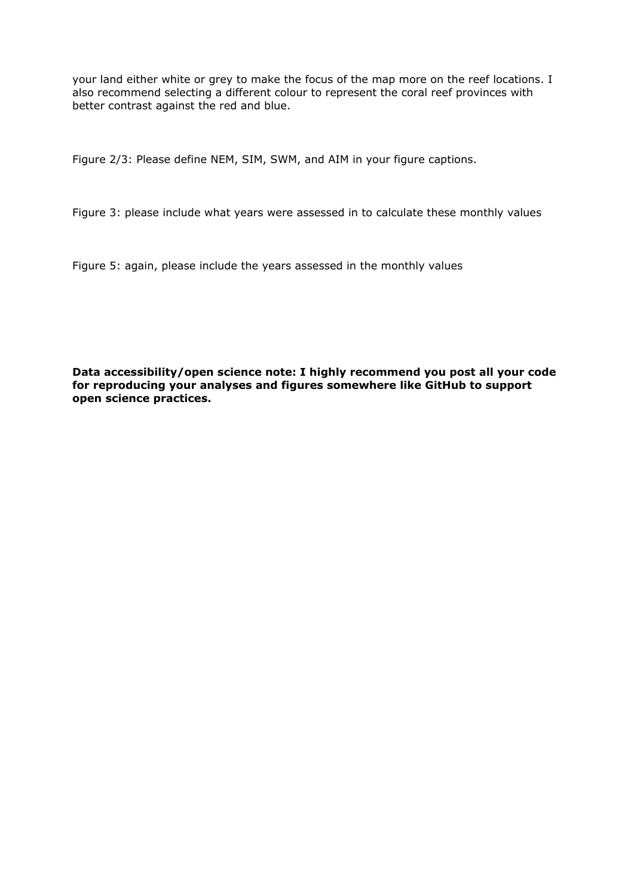your land either white or grey to make the focus of the map more on the reef locations. I also recommend selecting a different colour to represent the coral reef provinces with better contrast against the red and blue.

Figure 2/3: Please define NEM, SIM, SWM, and AIM in your figure captions.

Figure 3: please include what years were assessed in to calculate these monthly values

Figure 5: again, please include the years assessed in the monthly values

**Data accessibility/open science note: I highly recommend you post all your code for reproducing your analyses and figures somewhere like GitHub to support open science practices.**